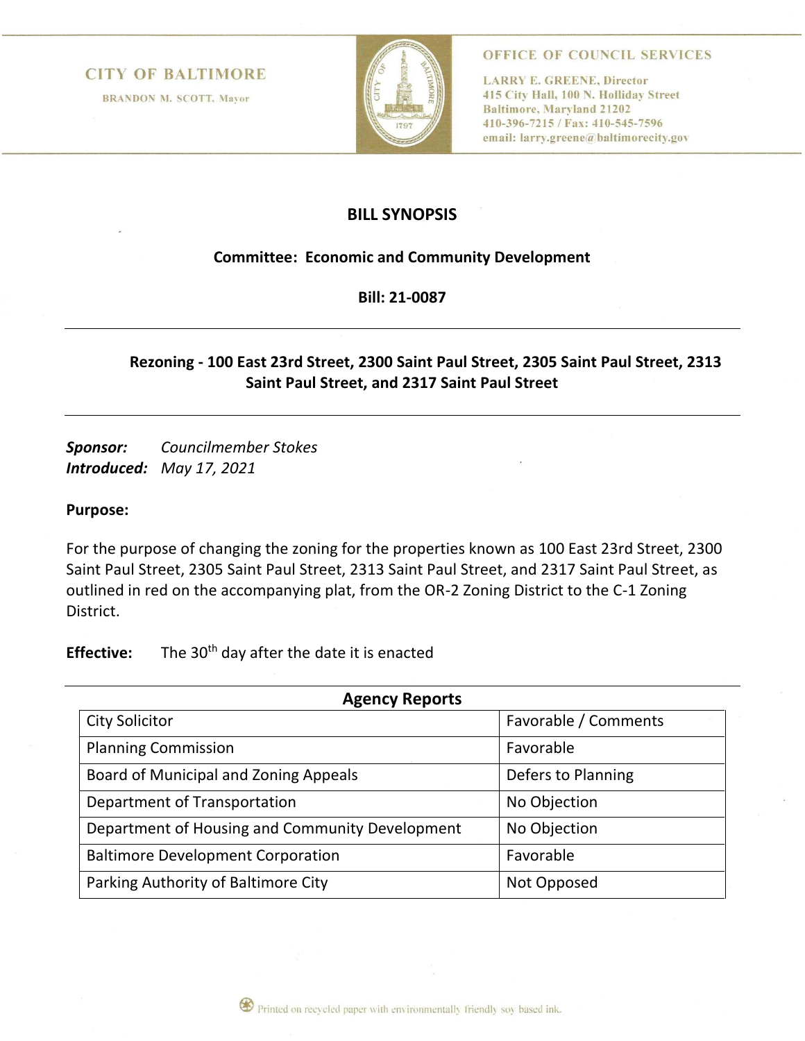CITY OF BALTIMORE

BRANDON M. SCOTT, Mayor

OFFICE OF COUNCIL SERVICES

LARRY E. GREENE, Director
415 City Hall, 100 N. Holliday Street
Baltimore, Maryland 21202
410-396-7215 / Fax: 410-545-7596
email: larry.greene@baltimorecity.gov

# BILL SYNOPSIS

**Committee: Economic and Community Development**

**Bill: 21-0087**

---

## Rezoning - 100 East 23rd Street, 2300 Saint Paul Street, 2305 Saint Paul Street, 2313 Saint Paul Street, and 2317 Saint Paul Street

---

***Sponsor:*** *Councilmember Stokes*
***Introduced:*** *May 17, 2021*

**Purpose:**

For the purpose of changing the zoning for the properties known as 100 East 23rd Street, 2300 Saint Paul Street, 2305 Saint Paul Street, 2313 Saint Paul Street, and 2317 Saint Paul Street, as outlined in red on the accompanying plat, from the OR-2 Zoning District to the C-1 Zoning District.

**Effective:** The 30th day after the date it is enacted

---

**Agency Reports**

| Agency | Report |
|---|---|
| City Solicitor | Favorable / Comments |
| Planning Commission | Favorable |
| Board of Municipal and Zoning Appeals | Defers to Planning |
| Department of Transportation | No Objection |
| Department of Housing and Community Development | No Objection |
| Baltimore Development Corporation | Favorable |
| Parking Authority of Baltimore City | Not Opposed |

Printed on recycled paper with environmentally friendly soy based ink.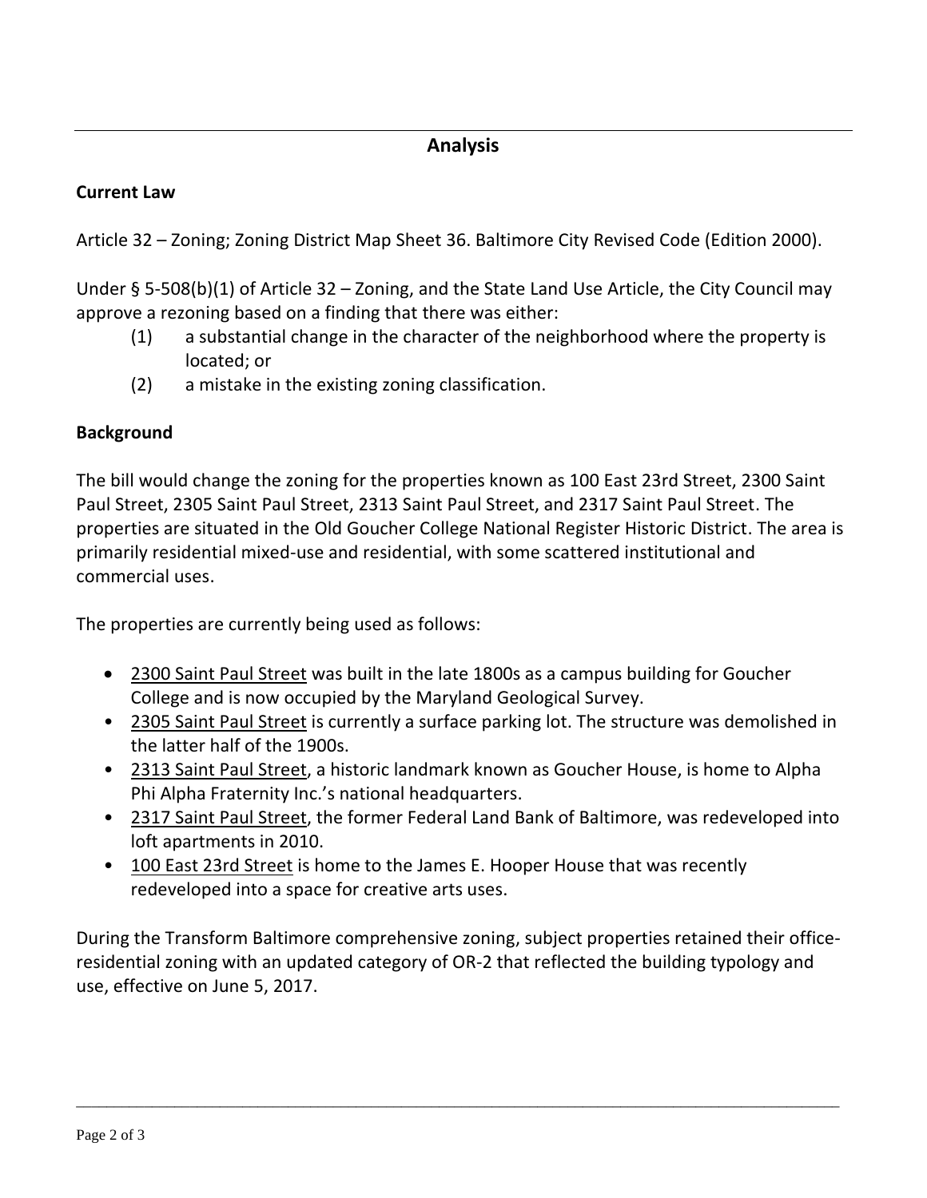## Analysis

### Current Law

Article 32 – Zoning; Zoning District Map Sheet 36. Baltimore City Revised Code (Edition 2000).

Under § 5-508(b)(1) of Article 32 – Zoning, and the State Land Use Article, the City Council may approve a rezoning based on a finding that there was either:

(1) a substantial change in the character of the neighborhood where the property is located; or

(2) a mistake in the existing zoning classification.

### Background

The bill would change the zoning for the properties known as 100 East 23rd Street, 2300 Saint Paul Street, 2305 Saint Paul Street, 2313 Saint Paul Street, and 2317 Saint Paul Street. The properties are situated in the Old Goucher College National Register Historic District. The area is primarily residential mixed-use and residential, with some scattered institutional and commercial uses.

The properties are currently being used as follows:

- 2300 Saint Paul Street was built in the late 1800s as a campus building for Goucher College and is now occupied by the Maryland Geological Survey.
- 2305 Saint Paul Street is currently a surface parking lot. The structure was demolished in the latter half of the 1900s.
- 2313 Saint Paul Street, a historic landmark known as Goucher House, is home to Alpha Phi Alpha Fraternity Inc.'s national headquarters.
- 2317 Saint Paul Street, the former Federal Land Bank of Baltimore, was redeveloped into loft apartments in 2010.
- 100 East 23rd Street is home to the James E. Hooper House that was recently redeveloped into a space for creative arts uses.

During the Transform Baltimore comprehensive zoning, subject properties retained their office-residential zoning with an updated category of OR-2 that reflected the building typology and use, effective on June 5, 2017.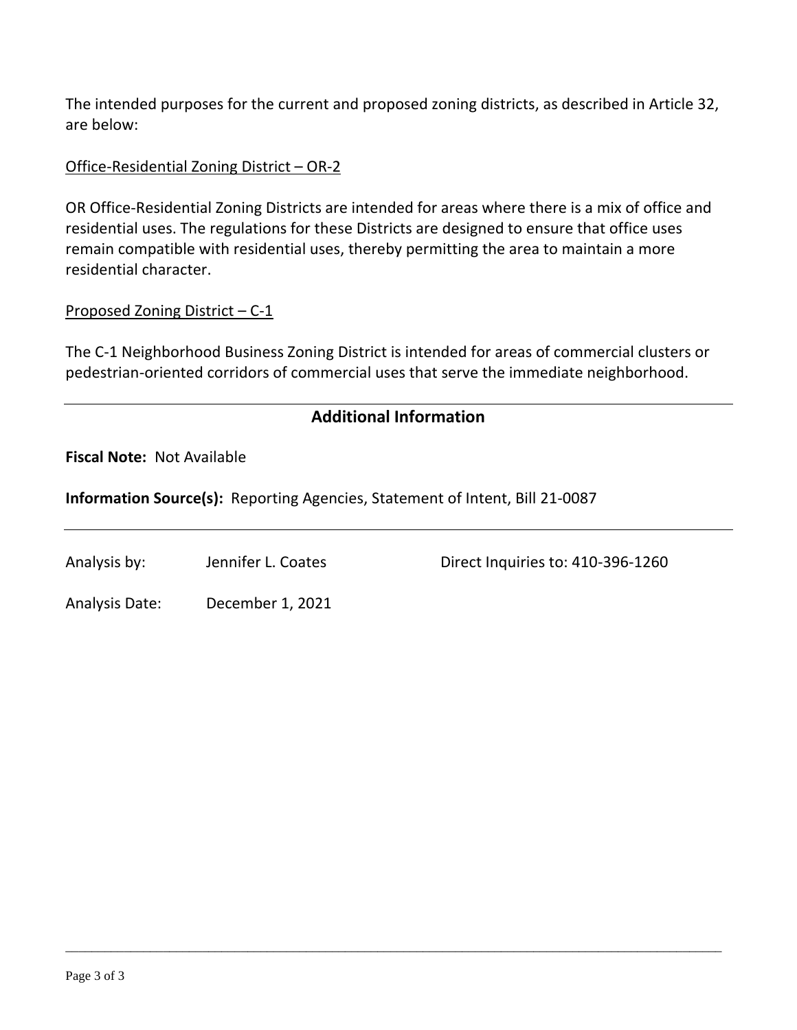The intended purposes for the current and proposed zoning districts, as described in Article 32, are below:

Office-Residential Zoning District – OR-2

OR Office-Residential Zoning Districts are intended for areas where there is a mix of office and residential uses. The regulations for these Districts are designed to ensure that office uses remain compatible with residential uses, thereby permitting the area to maintain a more residential character.

Proposed Zoning District – C-1

The C-1 Neighborhood Business Zoning District is intended for areas of commercial clusters or pedestrian-oriented corridors of commercial uses that serve the immediate neighborhood.

---

## Additional Information

**Fiscal Note:** Not Available

**Information Source(s):** Reporting Agencies, Statement of Intent, Bill 21-0087

---

Analysis by: Jennifer L. Coates    Direct Inquiries to: 410-396-1260

Analysis Date: December 1, 2021